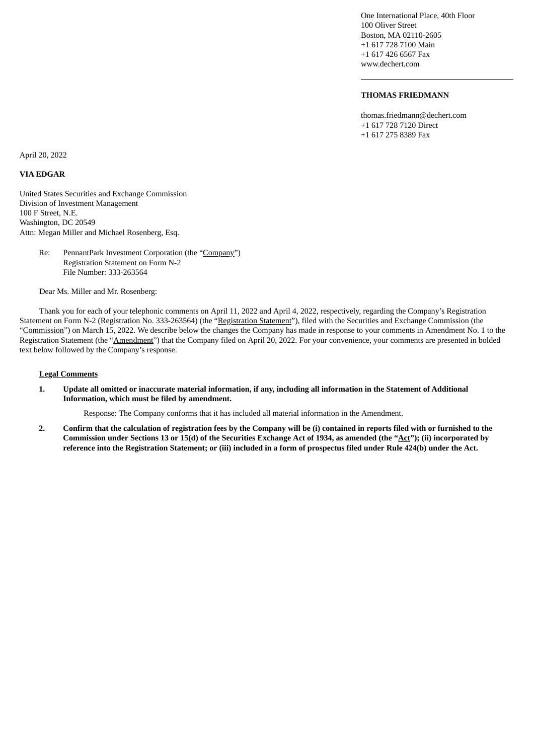One International Place, 40th Floor
100 Oliver Street
Boston, MA 02110-2605
+1 617 728 7100 Main
+1 617 426 6567 Fax
www.dechert.com

**THOMAS FRIEDMANN**

thomas.friedmann@dechert.com
+1 617 728 7120 Direct
+1 617 275 8389 Fax

April 20, 2022

**VIA EDGAR**

United States Securities and Exchange Commission
Division of Investment Management
100 F Street, N.E.
Washington, DC 20549
Attn: Megan Miller and Michael Rosenberg, Esq.

Re: PennantPark Investment Corporation (the "Company")
Registration Statement on Form N-2
File Number: 333-263564

Dear Ms. Miller and Mr. Rosenberg:

Thank you for each of your telephonic comments on April 11, 2022 and April 4, 2022, respectively, regarding the Company's Registration Statement on Form N-2 (Registration No. 333-263564) (the "Registration Statement"), filed with the Securities and Exchange Commission (the "Commission") on March 15, 2022. We describe below the changes the Company has made in response to your comments in Amendment No. 1 to the Registration Statement (the "Amendment") that the Company filed on April 20, 2022. For your convenience, your comments are presented in bolded text below followed by the Company's response.

**Legal Comments**

1. **Update all omitted or inaccurate material information, if any, including all information in the Statement of Additional Information, which must be filed by amendment.**

   Response: The Company conforms that it has included all material information in the Amendment.

2. **Confirm that the calculation of registration fees by the Company will be (i) contained in reports filed with or furnished to the Commission under Sections 13 or 15(d) of the Securities Exchange Act of 1934, as amended (the "Act"); (ii) incorporated by reference into the Registration Statement; or (iii) included in a form of prospectus filed under Rule 424(b) under the Act.**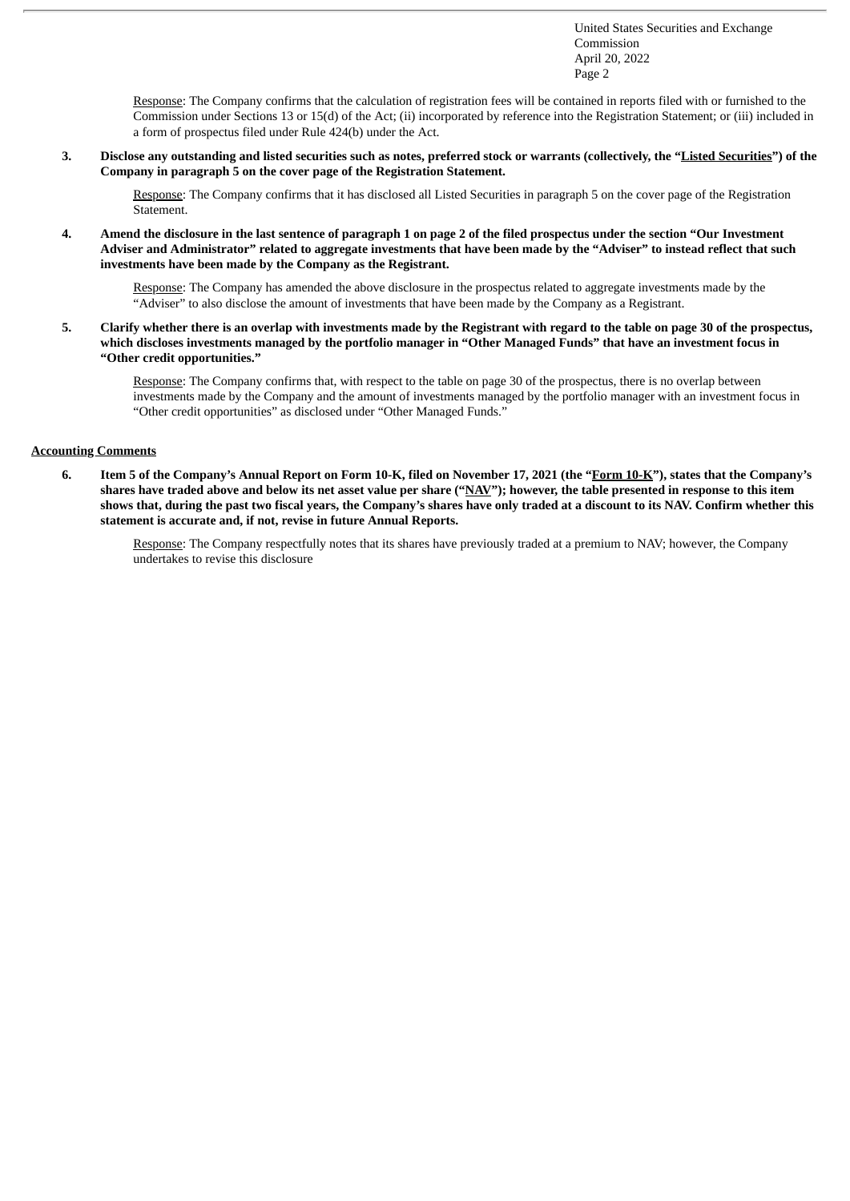Response: The Company confirms that the calculation of registration fees will be contained in reports filed with or furnished to the Commission under Sections 13 or 15(d) of the Act; (ii) incorporated by reference into the Registration Statement; or (iii) included in a form of prospectus filed under Rule 424(b) under the Act.

**3. Disclose any outstanding and listed securities such as notes, preferred stock or warrants (collectively, the "Listed Securities") of the Company in paragraph 5 on the cover page of the Registration Statement.**

Response: The Company confirms that it has disclosed all Listed Securities in paragraph 5 on the cover page of the Registration Statement.

**4. Amend the disclosure in the last sentence of paragraph 1 on page 2 of the filed prospectus under the section "Our Investment Adviser and Administrator" related to aggregate investments that have been made by the "Adviser" to instead reflect that such investments have been made by the Company as the Registrant.**

Response: The Company has amended the above disclosure in the prospectus related to aggregate investments made by the "Adviser" to also disclose the amount of investments that have been made by the Company as a Registrant.

**5. Clarify whether there is an overlap with investments made by the Registrant with regard to the table on page 30 of the prospectus, which discloses investments managed by the portfolio manager in "Other Managed Funds" that have an investment focus in "Other credit opportunities."**

Response: The Company confirms that, with respect to the table on page 30 of the prospectus, there is no overlap between investments made by the Company and the amount of investments managed by the portfolio manager with an investment focus in "Other credit opportunities" as disclosed under "Other Managed Funds."

**Accounting Comments**

**6. Item 5 of the Company's Annual Report on Form 10-K, filed on November 17, 2021 (the "Form 10-K"), states that the Company's shares have traded above and below its net asset value per share ("NAV"); however, the table presented in response to this item shows that, during the past two fiscal years, the Company's shares have only traded at a discount to its NAV. Confirm whether this statement is accurate and, if not, revise in future Annual Reports.**

Response: The Company respectfully notes that its shares have previously traded at a premium to NAV; however, the Company undertakes to revise this disclosure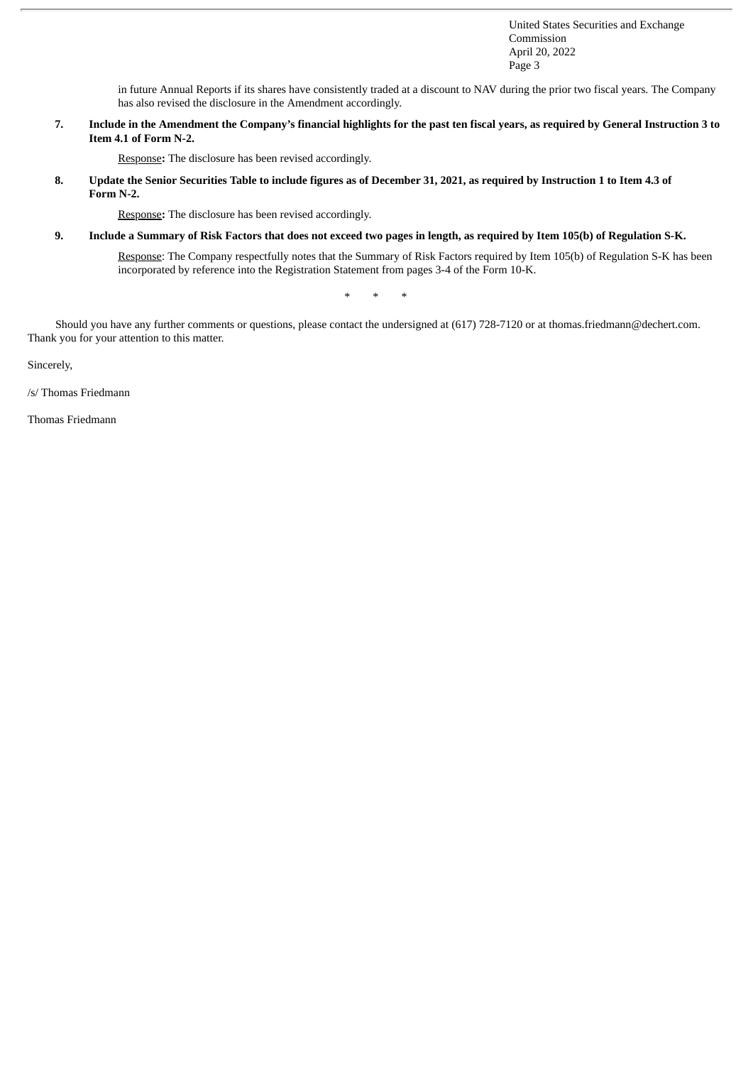in future Annual Reports if its shares have consistently traded at a discount to NAV during the prior two fiscal years. The Company has also revised the disclosure in the Amendment accordingly.

**7. Include in the Amendment the Company's financial highlights for the past ten fiscal years, as required by General Instruction 3 to Item 4.1 of Form N-2.**

Response**:** The disclosure has been revised accordingly.

**8. Update the Senior Securities Table to include figures as of December 31, 2021, as required by Instruction 1 to Item 4.3 of Form N-2.**

Response**:** The disclosure has been revised accordingly.

**9. Include a Summary of Risk Factors that does not exceed two pages in length, as required by Item 105(b) of Regulation S-K.**

Response: The Company respectfully notes that the Summary of Risk Factors required by Item 105(b) of Regulation S-K has been incorporated by reference into the Registration Statement from pages 3-4 of the Form 10-K.

\* \* \*

Should you have any further comments or questions, please contact the undersigned at (617) 728-7120 or at thomas.friedmann@dechert.com. Thank you for your attention to this matter.

Sincerely,

/s/ Thomas Friedmann

Thomas Friedmann